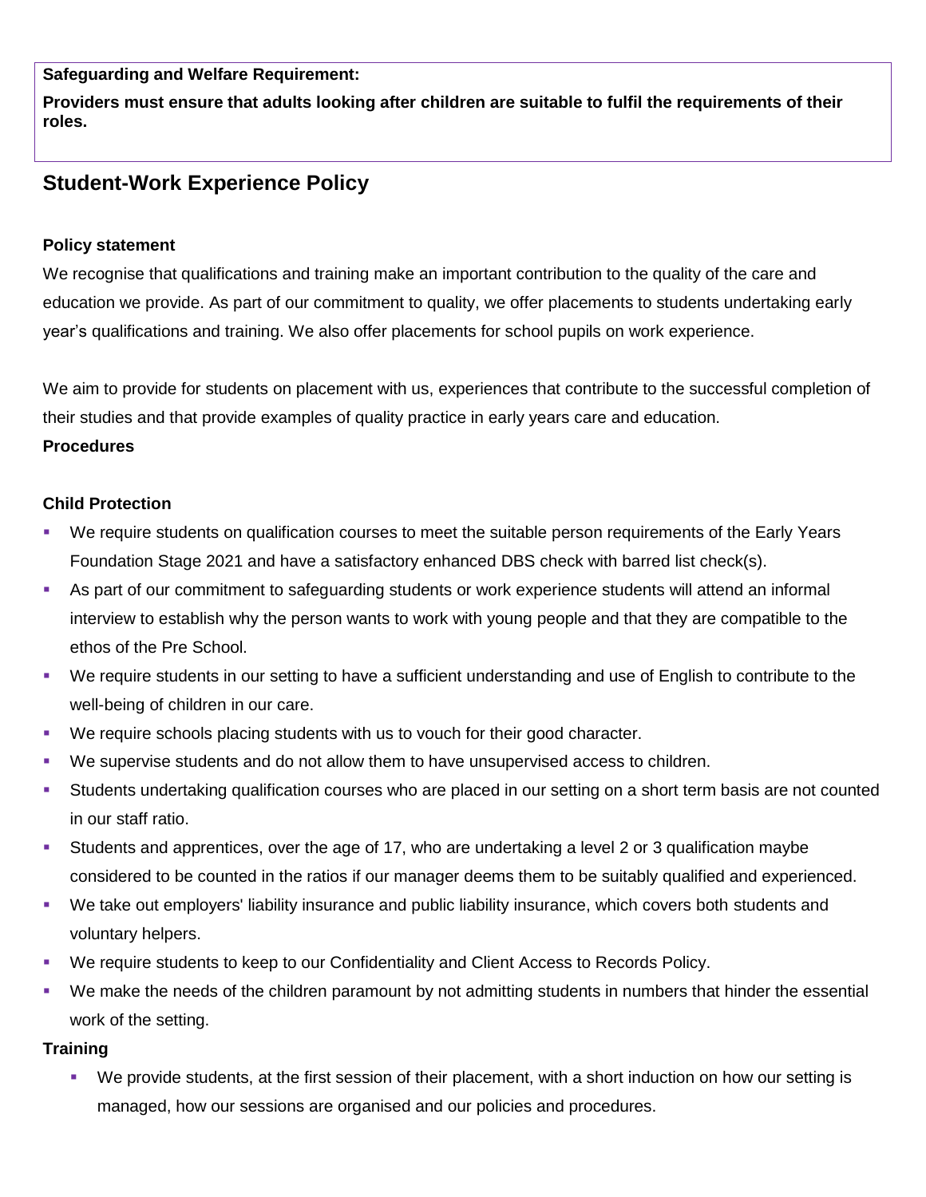**Safeguarding and Welfare Requirement:**

**Providers must ensure that adults looking after children are suitable to fulfil the requirements of their roles.**

## Student-Work Experience Policy

### Policy statement

We recognise that qualifications and training make an important contribution to the quality of the care and education we provide. As part of our commitment to quality, we offer placements to students undertaking early year's qualifications and training. We also offer placements for school pupils on work experience.

We aim to provide for students on placement with us, experiences that contribute to the successful completion of their studies and that provide examples of quality practice in early years care and education.

### Procedures

### Child Protection

- We require students on qualification courses to meet the suitable person requirements of the Early Years Foundation Stage 2021 and have a satisfactory enhanced DBS check with barred list check(s).
- As part of our commitment to safeguarding students or work experience students will attend an informal interview to establish why the person wants to work with young people and that they are compatible to the ethos of the Pre School.
- We require students in our setting to have a sufficient understanding and use of English to contribute to the well-being of children in our care.
- We require schools placing students with us to vouch for their good character.
- We supervise students and do not allow them to have unsupervised access to children.
- Students undertaking qualification courses who are placed in our setting on a short term basis are not counted in our staff ratio.
- Students and apprentices, over the age of 17, who are undertaking a level 2 or 3 qualification maybe considered to be counted in the ratios if our manager deems them to be suitably qualified and experienced.
- We take out employers' liability insurance and public liability insurance, which covers both students and voluntary helpers.
- We require students to keep to our Confidentiality and Client Access to Records Policy.
- We make the needs of the children paramount by not admitting students in numbers that hinder the essential work of the setting.

### Training

- We provide students, at the first session of their placement, with a short induction on how our setting is managed, how our sessions are organised and our policies and procedures.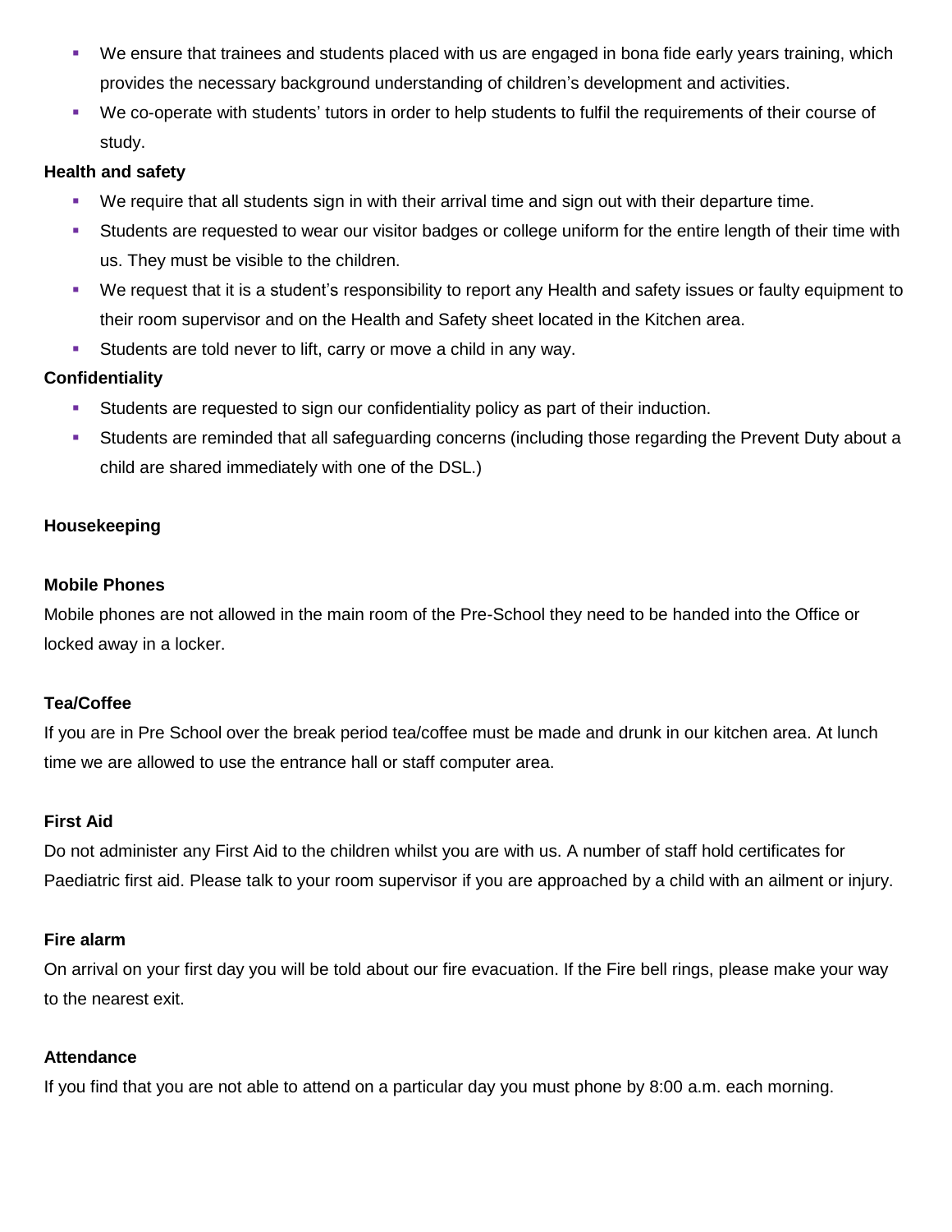- We ensure that trainees and students placed with us are engaged in bona fide early years training, which provides the necessary background understanding of children's development and activities.
- We co-operate with students' tutors in order to help students to fulfil the requirements of their course of study.

**Health and safety**

- We require that all students sign in with their arrival time and sign out with their departure time.
- Students are requested to wear our visitor badges or college uniform for the entire length of their time with us. They must be visible to the children.
- We request that it is a student's responsibility to report any Health and safety issues or faulty equipment to their room supervisor and on the Health and Safety sheet located in the Kitchen area.
- Students are told never to lift, carry or move a child in any way.

**Confidentiality**

- Students are requested to sign our confidentiality policy as part of their induction.
- Students are reminded that all safeguarding concerns (including those regarding the Prevent Duty about a child are shared immediately with one of the DSL.)

**Housekeeping**

**Mobile Phones**

Mobile phones are not allowed in the main room of the Pre-School they need to be handed into the Office or locked away in a locker.

**Tea/Coffee**

If you are in Pre School over the break period tea/coffee must be made and drunk in our kitchen area. At lunch time we are allowed to use the entrance hall or staff computer area.

**First Aid**

Do not administer any First Aid to the children whilst you are with us. A number of staff hold certificates for Paediatric first aid. Please talk to your room supervisor if you are approached by a child with an ailment or injury.

**Fire alarm**

On arrival on your first day you will be told about our fire evacuation. If the Fire bell rings, please make your way to the nearest exit.

**Attendance**

If you find that you are not able to attend on a particular day you must phone by 8:00 a.m. each morning.